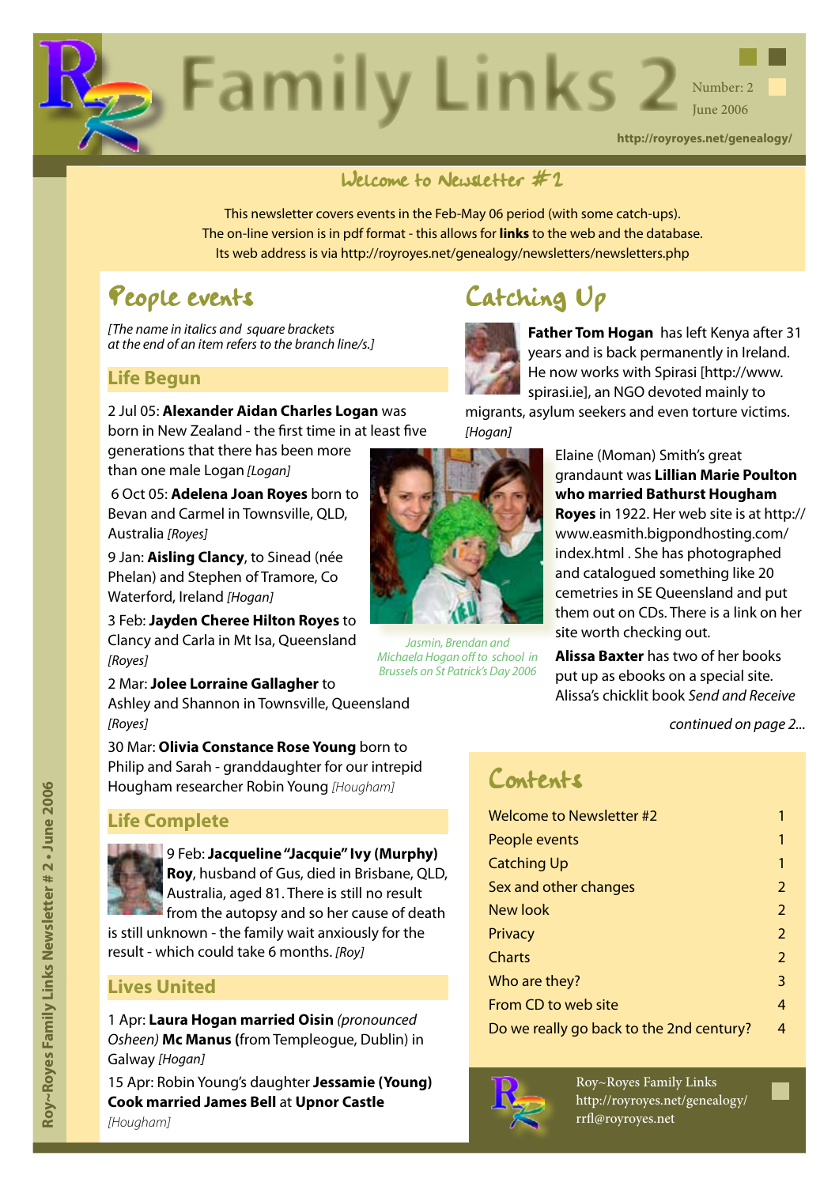# Family Links 2

Number: 2
June 2006

http://royroyes.net/genealogy/

## Welcome to Newsletter #2

This newsletter covers events in the Feb-May 06 period (with some catch-ups).
The on-line version is in pdf format - this allows for **links** to the web and the database.
Its web address is via http://royroyes.net/genealogy/newsletters/newsletters.php

## People events

*[The name in italics and square brackets at the end of an item refers to the branch line/s.]*

### Life Begun

2 Jul 05: **Alexander Aidan Charles Logan** was born in New Zealand - the first time in at least five generations that there has been more than one male Logan *[Logan]*

6 Oct 05: **Adelena Joan Royes** born to Bevan and Carmel in Townsville, QLD, Australia *[Royes]*

9 Jan: **Aisling Clancy**, to Sinead (née Phelan) and Stephen of Tramore, Co Waterford, Ireland *[Hogan]*

3 Feb: **Jayden Cheree Hilton Royes** to Clancy and Carla in Mt Isa, Queensland *[Royes]*

2 Mar: **Jolee Lorraine Gallagher** to Ashley and Shannon in Townsville, Queensland *[Royes]*

30 Mar: **Olivia Constance Rose Young** born to Philip and Sarah - granddaughter for our intrepid Hougham researcher Robin Young *[Hougham]*

*Jasmin, Brendan and Michaela Hogan off to school in Brussels on St Patrick's Day 2006*

### Life Complete

9 Feb: **Jacqueline "Jacquie" Ivy (Murphy) Roy**, husband of Gus, died in Brisbane, QLD, Australia, aged 81. There is still no result from the autopsy and so her cause of death is still unknown - the family wait anxiously for the result - which could take 6 months. *[Roy]*

### Lives United

1 Apr: **Laura Hogan married Oisin** *(pronounced Osheen)* **Mc Manus (**from Templeogue, Dublin) in Galway *[Hogan]*

15 Apr: Robin Young's daughter **Jessamie (Young) Cook married James Bell** at **Upnor Castle** *[Hougham]*

## Catching Up

**Father Tom Hogan** has left Kenya after 31 years and is back permanently in Ireland. He now works with Spirasi [http://www.spirasi.ie], an NGO devoted mainly to migrants, asylum seekers and even torture victims. *[Hogan]*

Elaine (Moman) Smith's great grandaunt was **Lillian Marie Poulton who married Bathurst Hougham Royes** in 1922. Her web site is at http://www.easmith.bigpondhosting.com/index.html . She has photographed and catalogued something like 20 cemetries in SE Queensland and put them out on CDs. There is a link on her site worth checking out.

**Alissa Baxter** has two of her books put up as ebooks on a special site. Alissa's chicklit book *Send and Receive*

*continued on page 2...*

## Contents

| | |
|---|---|
| Welcome to Newsletter #2 | 1 |
| People events | 1 |
| Catching Up | 1 |
| Sex and other changes | 2 |
| New look | 2 |
| Privacy | 2 |
| Charts | 2 |
| Who are they? | 3 |
| From CD to web site | 4 |
| Do we really go back to the 2nd century? | 4 |

Roy~Royes Family Links
http://royroyes.net/genealogy/
rrfl@royroyes.net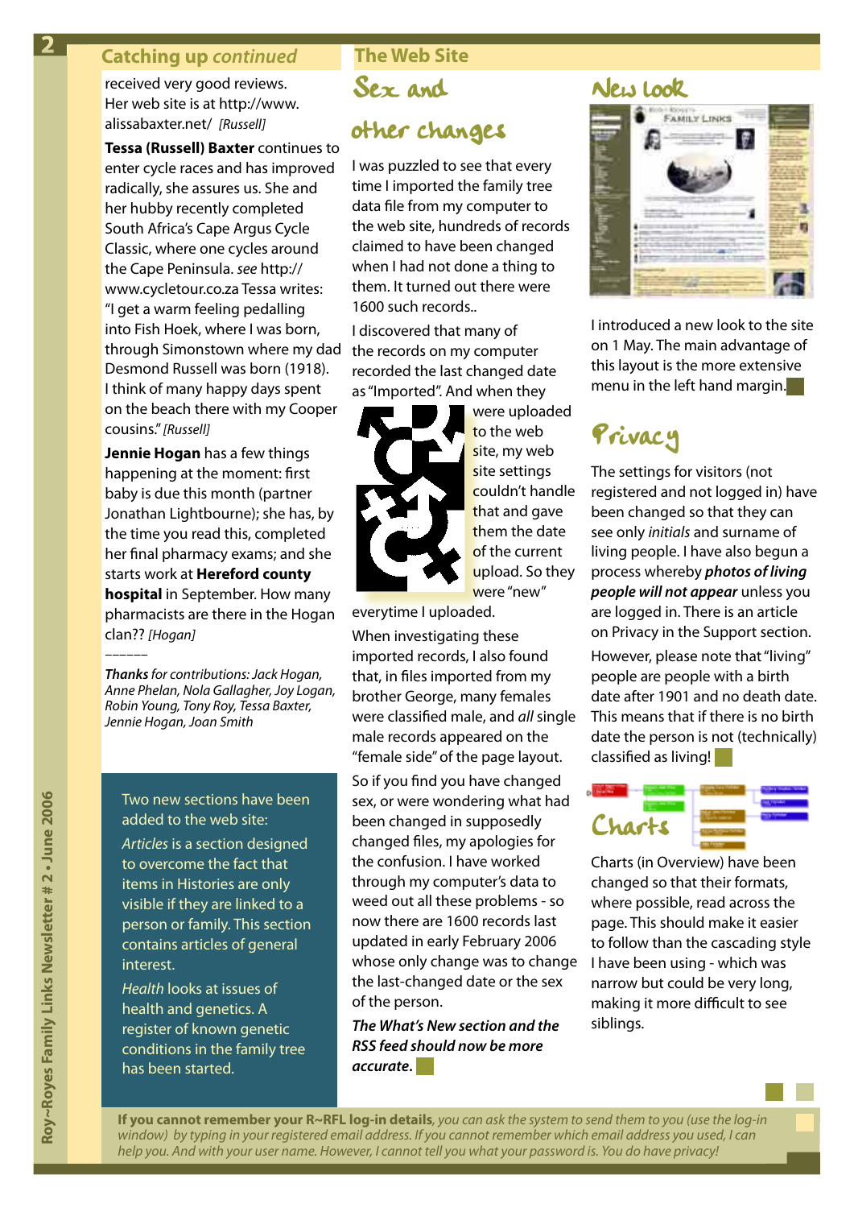## Catching up *continued*

received very good reviews. Her web site is at http://www.alissabaxter.net/ *[Russell]*

**Tessa (Russell) Baxter** continues to enter cycle races and has improved radically, she assures us. She and her hubby recently completed South Africa's Cape Argus Cycle Classic, where one cycles around the Cape Peninsula. *see* http://www.cycletour.co.za Tessa writes: "I get a warm feeling pedalling into Fish Hoek, where I was born, through Simonstown where my dad Desmond Russell was born (1918). I think of many happy days spent on the beach there with my Cooper cousins." *[Russell]*

**Jennie Hogan** has a few things happening at the moment: first baby is due this month (partner Jonathan Lightbourne); she has, by the time you read this, completed her final pharmacy exams; and she starts work at **Hereford county hospital** in September. How many pharmacists are there in the Hogan clan?? *[Hogan]*

——

***Thanks** for contributions: Jack Hogan, Anne Phelan, Nola Gallagher, Joy Logan, Robin Young, Tony Roy, Tessa Baxter, Jennie Hogan, Joan Smith*

Two new sections have been added to the web site:

*Articles* is a section designed to overcome the fact that items in Histories are only visible if they are linked to a person or family. This section contains articles of general interest.

*Health* looks at issues of health and genetics. A register of known genetic conditions in the family tree has been started.

## The Web Site

### Sex and other changes

I was puzzled to see that every time I imported the family tree data file from my computer to the web site, hundreds of records claimed to have been changed when I had not done a thing to them. It turned out there were 1600 such records..

I discovered that many of the records on my computer recorded the last changed date as "Imported". And when they were uploaded to the web site, my web site settings couldn't handle that and gave them the date of the current upload. So they were "new" everytime I uploaded.

When investigating these imported records, I also found that, in files imported from my brother George, many females were classified male, and *all* single male records appeared on the "female side" of the page layout.

So if you find you have changed sex, or were wondering what had been changed in supposedly changed files, my apologies for the confusion. I have worked through my computer's data to weed out all these problems - so now there are 1600 records last updated in early February 2006 whose only change was to change the last-changed date or the sex of the person.

***The What's New section and the RSS feed should now be more accurate.***

### New look

I introduced a new look to the site on 1 May. The main advantage of this layout is the more extensive menu in the left hand margin.

### Privacy

The settings for visitors (not registered and not logged in) have been changed so that they can see only *initials* and surname of living people. I have also begun a process whereby ***photos of living people will not appear*** unless you are logged in. There is an article on Privacy in the Support section.

However, please note that "living" people are people with a birth date after 1901 and no death date. This means that if there is no birth date the person is not (technically) classified as living!

### Charts

Charts (in Overview) have been changed so that their formats, where possible, read across the page. This should make it easier to follow than the cascading style I have been using - which was narrow but could be very long, making it more difficult to see siblings.

**If you cannot remember your R~RFL log-in details**, *you can ask the system to send them to you (use the log-in window) by typing in your registered email address. If you cannot remember which email address you used, I can help you. And with your user name. However, I cannot tell you what your password is. You do have privacy!*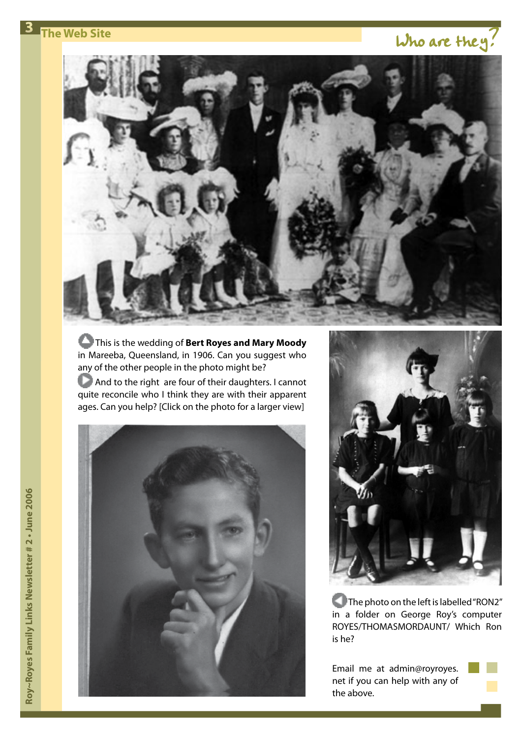# Who are they?

This is the wedding of **Bert Royes and Mary Moody** in Mareeba, Queensland, in 1906. Can you suggest who any of the other people in the photo might be?

And to the right are four of their daughters. I cannot quite reconcile who I think they are with their apparent ages. Can you help? [Click on the photo for a larger view]

The photo on the left is labelled "RON2" in a folder on George Roy's computer ROYES/THOMASMORDAUNT/ Which Ron is he?

Email me at admin@royroyes.net if you can help with any of the above.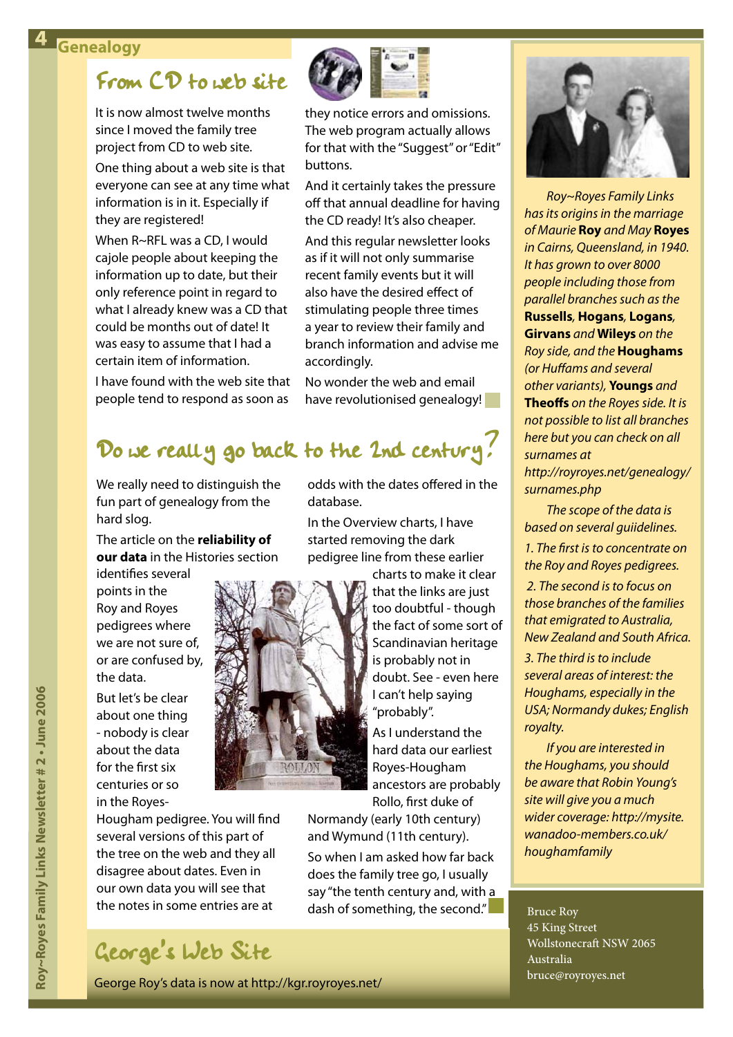## Genealogy

### From CD to web site

It is now almost twelve months since I moved the family tree project from CD to web site.

One thing about a web site is that everyone can see at any time what information is in it. Especially if they are registered!

When R~RFL was a CD, I would cajole people about keeping the information up to date, but their only reference point in regard to what I already knew was a CD that could be months out of date! It was easy to assume that I had a certain item of information.

I have found with the web site that people tend to respond as soon as they notice errors and omissions. The web program actually allows for that with the "Suggest" or "Edit" buttons.

And it certainly takes the pressure off that annual deadline for having the CD ready! It's also cheaper.

And this regular newsletter looks as if it will not only summarise recent family events but it will also have the desired effect of stimulating people three times a year to review their family and branch information and advise me accordingly.

No wonder the web and email have revolutionised genealogy!

### Do we really go back to the 2nd century?

We really need to distinguish the fun part of genealogy from the hard slog.

The article on the **reliability of our data** in the Histories section identifies several points in the Roy and Royes pedigrees where we are not sure of, or are confused by, the data.

But let's be clear about one thing - nobody is clear about the data for the first six centuries or so in the Royes-Hougham pedigree. You will find several versions of this part of the tree on the web and they all disagree about dates. Even in our own data you will see that the notes in some entries are at odds with the dates offered in the database.

In the Overview charts, I have started removing the dark pedigree line from these earlier charts to make it clear that the links are just too doubtful - though the fact of some sort of Scandinavian heritage is probably not in doubt. See - even here I can't help saying "probably".

As I understand the hard data our earliest Royes-Hougham ancestors are probably Rollo, first duke of Normandy (early 10th century) and Wymund (11th century).

So when I am asked how far back does the family tree go, I usually say "the tenth century and, with a dash of something, the second."

### George's Web Site

George Roy's data is now at http://kgr.royroyes.net/

---

*Roy~Royes Family Links has its origins in the marriage of Maurie* ***Roy*** *and May* ***Royes*** *in Cairns, Queensland, in 1940. It has grown to over 8000 people including those from parallel branches such as the* ***Russells***, ***Hogans***, ***Logans***, ***Girvans*** *and* ***Wileys*** *on the Roy side, and the* ***Houghams*** *(or Huffams and several other variants),* ***Youngs*** *and* ***Theoffs*** *on the Royes side. It is not possible to list all branches here but you can check on all surnames at http://royroyes.net/genealogy/surnames.php*

*The scope of the data is based on several guiidelines.*

*1. The first is to concentrate on the Roy and Royes pedigrees.*

*2. The second is to focus on those branches of the families that emigrated to Australia, New Zealand and South Africa.*

*3. The third is to include several areas of interest: the Houghams, especially in the USA; Normandy dukes; English royalty.*

*If you are interested in the Houghams, you should be aware that Robin Young's site will give you a much wider coverage: http://mysite.wanadoo-members.co.uk/houghamfamily*

Bruce Roy
45 King Street
Wollstonecraft NSW 2065
Australia
bruce@royroyes.net